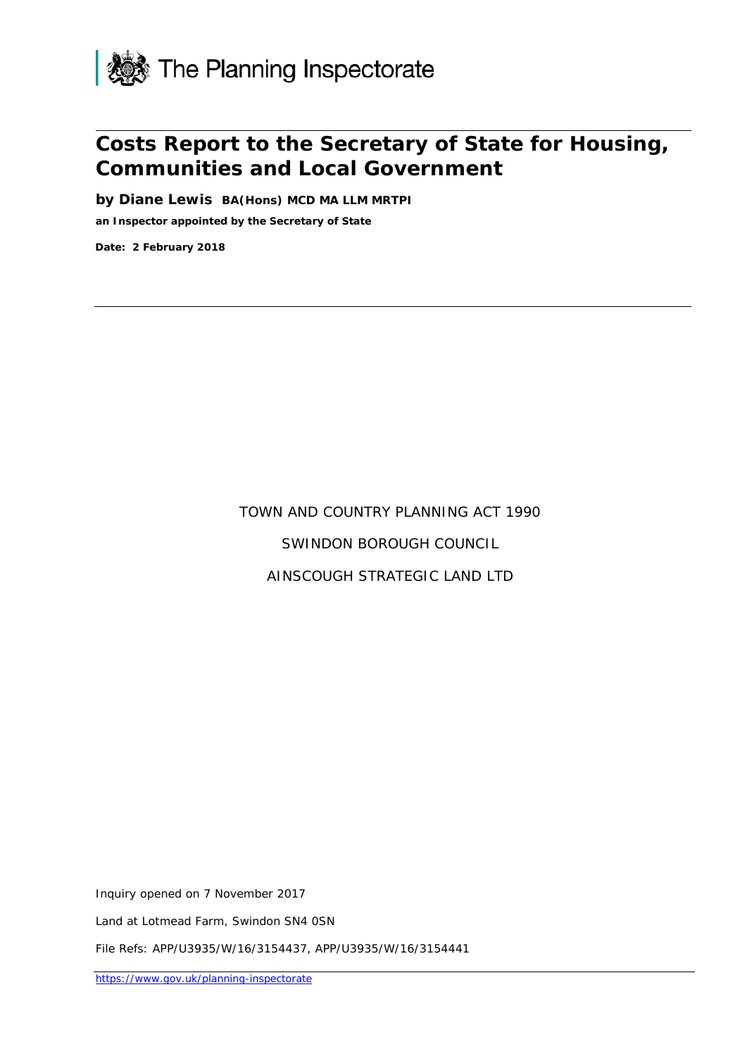The Planning Inspectorate

# Costs Report to the Secretary of State for Housing, Communities and Local Government

**by Diane Lewis BA(Hons) MCD MA LLM MRTPI**

**an Inspector appointed by the Secretary of State**

**Date: 2 February 2018**

TOWN AND COUNTRY PLANNING ACT 1990

SWINDON BOROUGH COUNCIL

AINSCOUGH STRATEGIC LAND LTD

Inquiry opened on 7 November 2017

Land at Lotmead Farm, Swindon SN4 0SN

File Refs: APP/U3935/W/16/3154437, APP/U3935/W/16/3154441

https://www.gov.uk/planning-inspectorate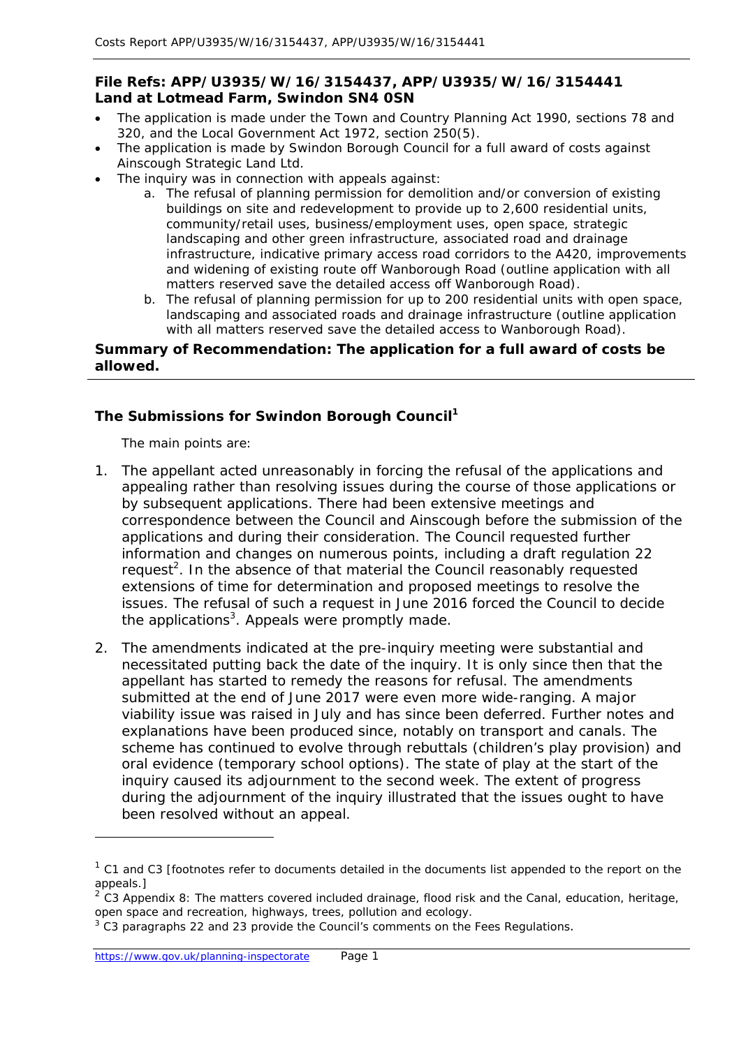**File Refs: APP/U3935/W/16/3154437, APP/U3935/W/16/3154441**
**Land at Lotmead Farm, Swindon SN4 0SN**

- The application is made under the Town and Country Planning Act 1990, sections 78 and 320, and the Local Government Act 1972, section 250(5).
- The application is made by Swindon Borough Council for a full award of costs against Ainscough Strategic Land Ltd.
- The inquiry was in connection with appeals against:
    a. The refusal of planning permission for demolition and/or conversion of existing buildings on site and redevelopment to provide up to 2,600 residential units, community/retail uses, business/employment uses, open space, strategic landscaping and other green infrastructure, associated road and drainage infrastructure, indicative primary access road corridors to the A420, improvements and widening of existing route off Wanborough Road (outline application with all matters reserved save the detailed access off Wanborough Road).
    b. The refusal of planning permission for up to 200 residential units with open space, landscaping and associated roads and drainage infrastructure (outline application with all matters reserved save the detailed access to Wanborough Road).

**Summary of Recommendation: The application for a full award of costs be allowed.**

### The Submissions for Swindon Borough Council[1]

The main points are:

1. The appellant acted unreasonably in forcing the refusal of the applications and appealing rather than resolving issues during the course of those applications or by subsequent applications. There had been extensive meetings and correspondence between the Council and Ainscough before the submission of the applications and during their consideration. The Council requested further information and changes on numerous points, including a draft regulation 22 request[2]. In the absence of that material the Council reasonably requested extensions of time for determination and proposed meetings to resolve the issues. The refusal of such a request in June 2016 forced the Council to decide the applications[3]. Appeals were promptly made.

2. The amendments indicated at the pre-inquiry meeting were substantial and necessitated putting back the date of the inquiry. It is only since then that the appellant has started to remedy the reasons for refusal. The amendments submitted at the end of June 2017 were even more wide-ranging. A major viability issue was raised in July and has since been deferred. Further notes and explanations have been produced since, notably on transport and canals. The scheme has continued to evolve through rebuttals (children's play provision) and oral evidence (temporary school options). The state of play at the start of the inquiry caused its adjournment to the second week. The extent of progress during the adjournment of the inquiry illustrated that the issues ought to have been resolved without an appeal.

---

[1] C1 and C3 [footnotes refer to documents detailed in the documents list appended to the report on the appeals.]

[2] C3 Appendix 8: The matters covered included drainage, flood risk and the Canal, education, heritage, open space and recreation, highways, trees, pollution and ecology.

[3] C3 paragraphs 22 and 23 provide the Council's comments on the Fees Regulations.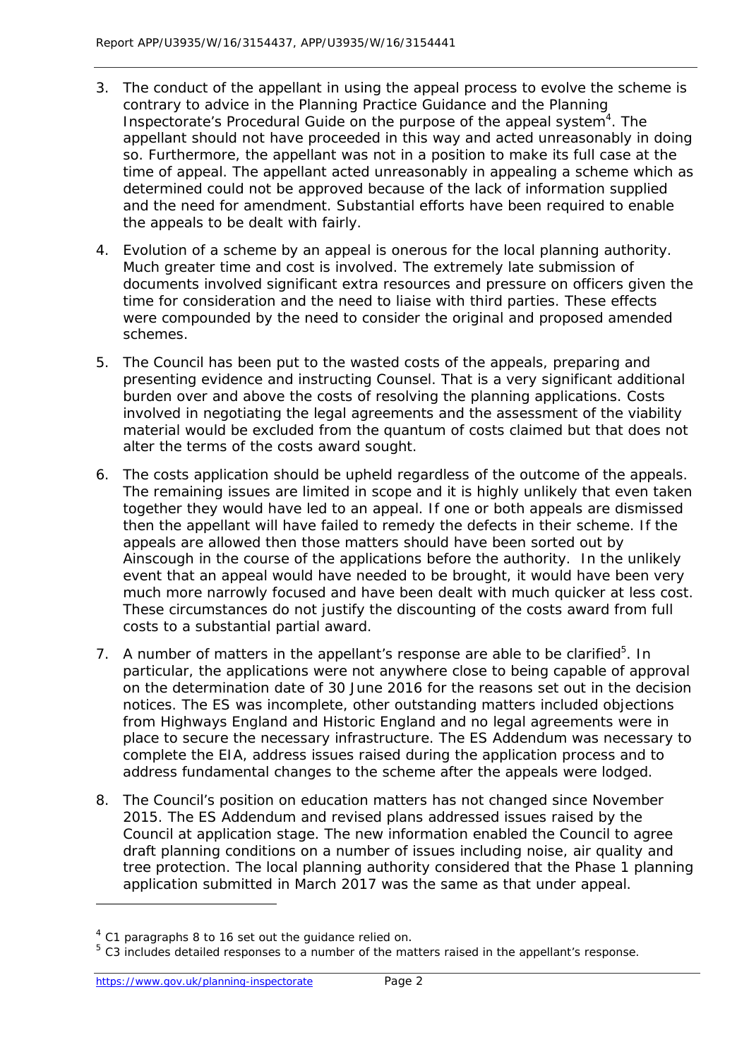3. The conduct of the appellant in using the appeal process to evolve the scheme is contrary to advice in the Planning Practice Guidance and the Planning Inspectorate's Procedural Guide on the purpose of the appeal system[4]. The appellant should not have proceeded in this way and acted unreasonably in doing so. Furthermore, the appellant was not in a position to make its full case at the time of appeal. The appellant acted unreasonably in appealing a scheme which as determined could not be approved because of the lack of information supplied and the need for amendment. Substantial efforts have been required to enable the appeals to be dealt with fairly.

4. Evolution of a scheme by an appeal is onerous for the local planning authority. Much greater time and cost is involved. The extremely late submission of documents involved significant extra resources and pressure on officers given the time for consideration and the need to liaise with third parties. These effects were compounded by the need to consider the original and proposed amended schemes.

5. The Council has been put to the wasted costs of the appeals, preparing and presenting evidence and instructing Counsel. That is a very significant additional burden over and above the costs of resolving the planning applications. Costs involved in negotiating the legal agreements and the assessment of the viability material would be excluded from the quantum of costs claimed but that does not alter the terms of the costs award sought.

6. The costs application should be upheld regardless of the outcome of the appeals. The remaining issues are limited in scope and it is highly unlikely that even taken together they would have led to an appeal. If one or both appeals are dismissed then the appellant will have failed to remedy the defects in their scheme. If the appeals are allowed then those matters should have been sorted out by Ainscough in the course of the applications before the authority. In the unlikely event that an appeal would have needed to be brought, it would have been very much more narrowly focused and have been dealt with much quicker at less cost. These circumstances do not justify the discounting of the costs award from full costs to a substantial partial award.

7. A number of matters in the appellant's response are able to be clarified[5]. In particular, the applications were not anywhere close to being capable of approval on the determination date of 30 June 2016 for the reasons set out in the decision notices. The ES was incomplete, other outstanding matters included objections from Highways England and Historic England and no legal agreements were in place to secure the necessary infrastructure. The ES Addendum was necessary to complete the EIA, address issues raised during the application process and to address fundamental changes to the scheme after the appeals were lodged.

8. The Council's position on education matters has not changed since November 2015. The ES Addendum and revised plans addressed issues raised by the Council at application stage. The new information enabled the Council to agree draft planning conditions on a number of issues including noise, air quality and tree protection. The local planning authority considered that the Phase 1 planning application submitted in March 2017 was the same as that under appeal.

---

[4] C1 paragraphs 8 to 16 set out the guidance relied on.

[5] C3 includes detailed responses to a number of the matters raised in the appellant's response.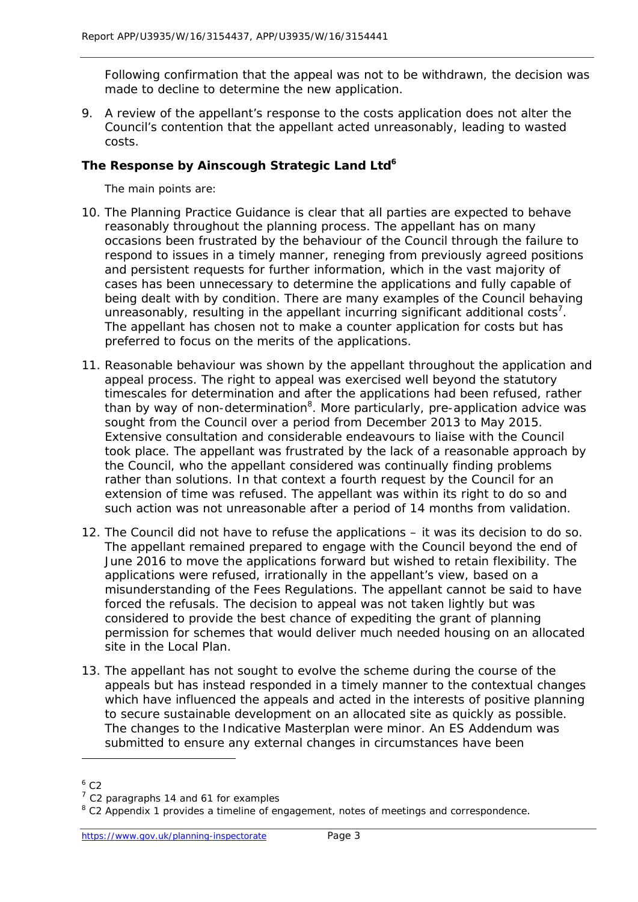Following confirmation that the appeal was not to be withdrawn, the decision was made to decline to determine the new application.

9. A review of the appellant's response to the costs application does not alter the Council's contention that the appellant acted unreasonably, leading to wasted costs.

**The Response by Ainscough Strategic Land Ltd**[6]

The main points are:

10. The Planning Practice Guidance is clear that all parties are expected to behave reasonably throughout the planning process. The appellant has on many occasions been frustrated by the behaviour of the Council through the failure to respond to issues in a timely manner, reneging from previously agreed positions and persistent requests for further information, which in the vast majority of cases has been unnecessary to determine the applications and fully capable of being dealt with by condition. There are many examples of the Council behaving unreasonably, resulting in the appellant incurring significant additional costs[7]. The appellant has chosen not to make a counter application for costs but has preferred to focus on the merits of the applications.

11. Reasonable behaviour was shown by the appellant throughout the application and appeal process. The right to appeal was exercised well beyond the statutory timescales for determination and after the applications had been refused, rather than by way of non-determination[8]. More particularly, pre-application advice was sought from the Council over a period from December 2013 to May 2015. Extensive consultation and considerable endeavours to liaise with the Council took place. The appellant was frustrated by the lack of a reasonable approach by the Council, who the appellant considered was continually finding problems rather than solutions. In that context a fourth request by the Council for an extension of time was refused. The appellant was within its right to do so and such action was not unreasonable after a period of 14 months from validation.

12. The Council did not have to refuse the applications – it was its decision to do so. The appellant remained prepared to engage with the Council beyond the end of June 2016 to move the applications forward but wished to retain flexibility. The applications were refused, irrationally in the appellant's view, based on a misunderstanding of the Fees Regulations. The appellant cannot be said to have forced the refusals. The decision to appeal was not taken lightly but was considered to provide the best chance of expediting the grant of planning permission for schemes that would deliver much needed housing on an allocated site in the Local Plan.

13. The appellant has not sought to evolve the scheme during the course of the appeals but has instead responded in a timely manner to the contextual changes which have influenced the appeals and acted in the interests of positive planning to secure sustainable development on an allocated site as quickly as possible. The changes to the Indicative Masterplan were minor. An ES Addendum was submitted to ensure any external changes in circumstances have been

---

[6] C2

[7] C2 paragraphs 14 and 61 for examples

[8] C2 Appendix 1 provides a timeline of engagement, notes of meetings and correspondence.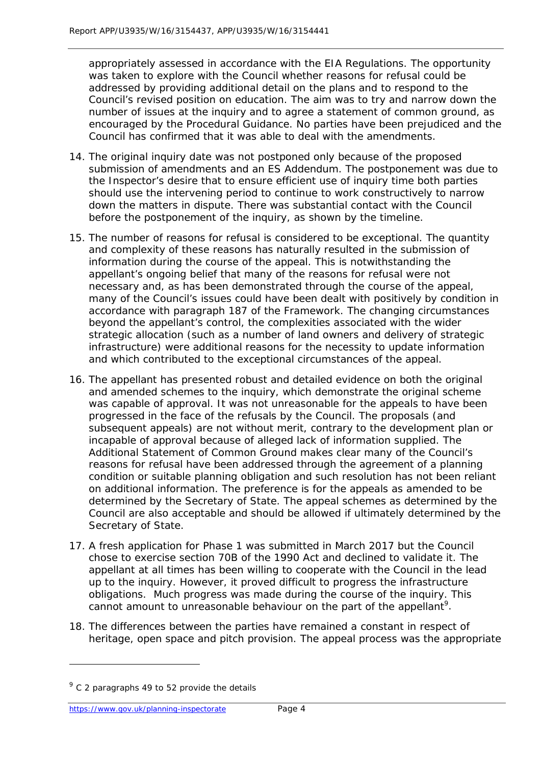appropriately assessed in accordance with the EIA Regulations. The opportunity was taken to explore with the Council whether reasons for refusal could be addressed by providing additional detail on the plans and to respond to the Council's revised position on education. The aim was to try and narrow down the number of issues at the inquiry and to agree a statement of common ground, as encouraged by the Procedural Guidance. No parties have been prejudiced and the Council has confirmed that it was able to deal with the amendments.

14. The original inquiry date was not postponed only because of the proposed submission of amendments and an ES Addendum. The postponement was due to the Inspector's desire that to ensure efficient use of inquiry time both parties should use the intervening period to continue to work constructively to narrow down the matters in dispute. There was substantial contact with the Council before the postponement of the inquiry, as shown by the timeline.

15. The number of reasons for refusal is considered to be exceptional. The quantity and complexity of these reasons has naturally resulted in the submission of information during the course of the appeal. This is notwithstanding the appellant's ongoing belief that many of the reasons for refusal were not necessary and, as has been demonstrated through the course of the appeal, many of the Council's issues could have been dealt with positively by condition in accordance with paragraph 187 of the Framework. The changing circumstances beyond the appellant's control, the complexities associated with the wider strategic allocation (such as a number of land owners and delivery of strategic infrastructure) were additional reasons for the necessity to update information and which contributed to the exceptional circumstances of the appeal.

16. The appellant has presented robust and detailed evidence on both the original and amended schemes to the inquiry, which demonstrate the original scheme was capable of approval. It was not unreasonable for the appeals to have been progressed in the face of the refusals by the Council. The proposals (and subsequent appeals) are not without merit, contrary to the development plan or incapable of approval because of alleged lack of information supplied. The Additional Statement of Common Ground makes clear many of the Council's reasons for refusal have been addressed through the agreement of a planning condition or suitable planning obligation and such resolution has not been reliant on additional information. The preference is for the appeals as amended to be determined by the Secretary of State. The appeal schemes as determined by the Council are also acceptable and should be allowed if ultimately determined by the Secretary of State.

17. A fresh application for Phase 1 was submitted in March 2017 but the Council chose to exercise section 70B of the 1990 Act and declined to validate it. The appellant at all times has been willing to cooperate with the Council in the lead up to the inquiry. However, it proved difficult to progress the infrastructure obligations. Much progress was made during the course of the inquiry. This cannot amount to unreasonable behaviour on the part of the appellant[9].

18. The differences between the parties have remained a constant in respect of heritage, open space and pitch provision. The appeal process was the appropriate

[9] C 2 paragraphs 49 to 52 provide the details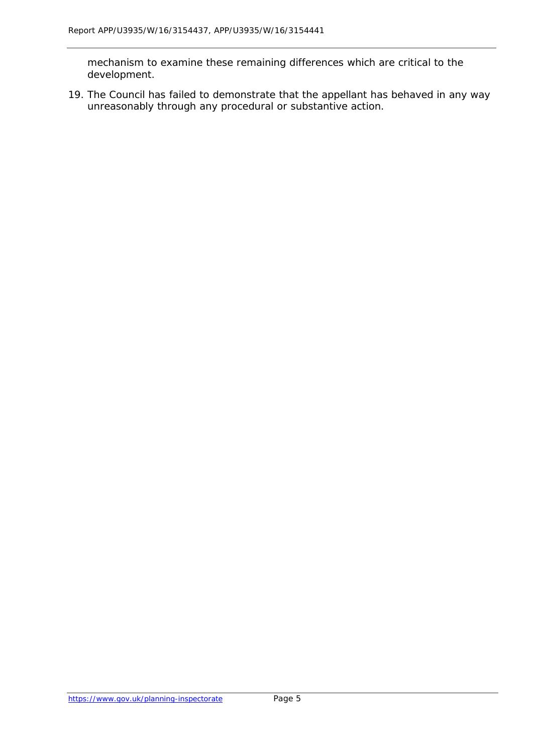mechanism to examine these remaining differences which are critical to the development.

19. The Council has failed to demonstrate that the appellant has behaved in any way unreasonably through any procedural or substantive action.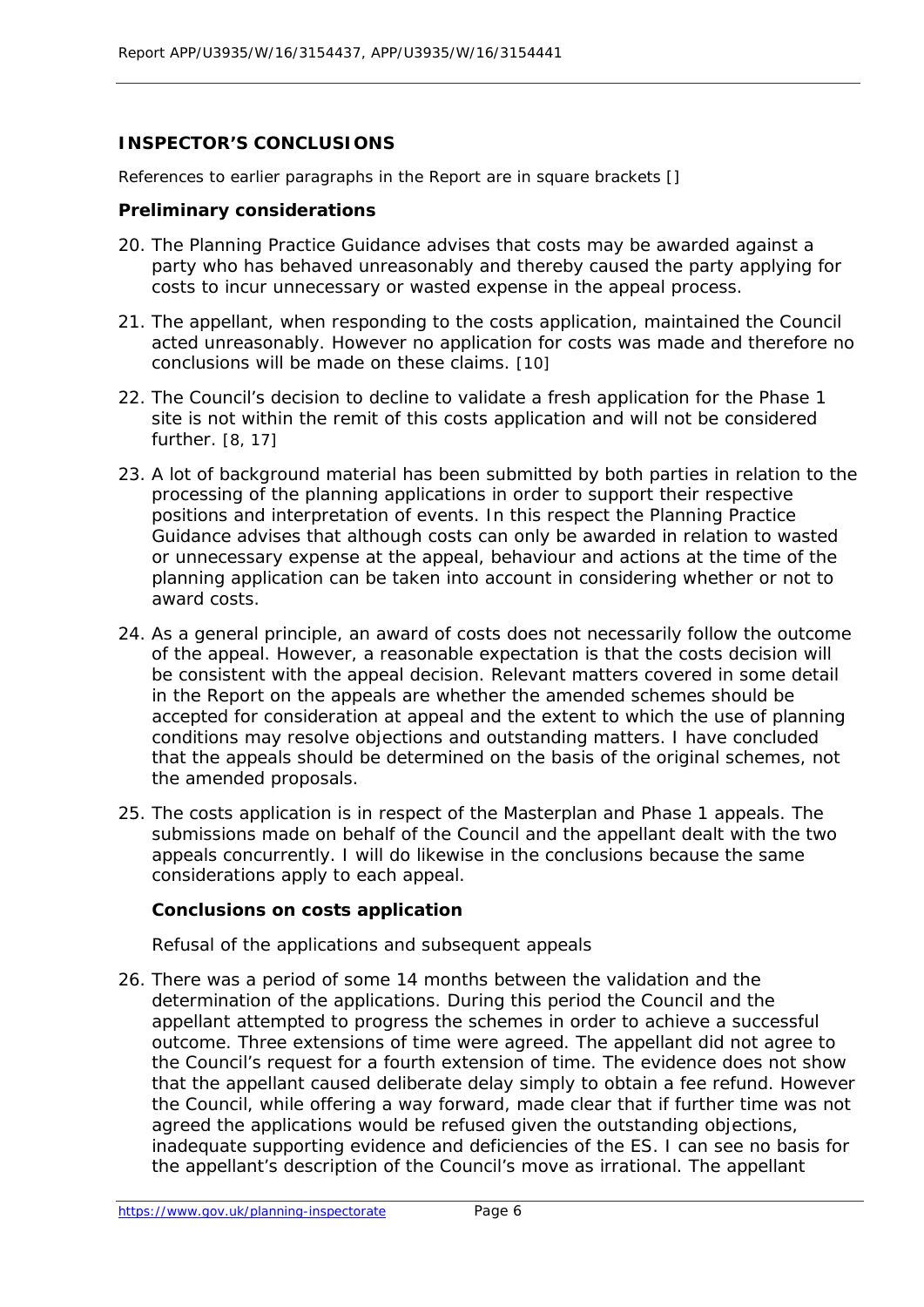## INSPECTOR'S CONCLUSIONS

References to earlier paragraphs in the Report are in square brackets []

### Preliminary considerations

20. The Planning Practice Guidance advises that costs may be awarded against a party who has behaved unreasonably and thereby caused the party applying for costs to incur unnecessary or wasted expense in the appeal process.

21. The appellant, when responding to the costs application, maintained the Council acted unreasonably. However no application for costs was made and therefore no conclusions will be made on these claims. [10]

22. The Council's decision to decline to validate a fresh application for the Phase 1 site is not within the remit of this costs application and will not be considered further. [8, 17]

23. A lot of background material has been submitted by both parties in relation to the processing of the planning applications in order to support their respective positions and interpretation of events. In this respect the Planning Practice Guidance advises that although costs can only be awarded in relation to wasted or unnecessary expense at the appeal, behaviour and actions at the time of the planning application can be taken into account in considering whether or not to award costs.

24. As a general principle, an award of costs does not necessarily follow the outcome of the appeal. However, a reasonable expectation is that the costs decision will be consistent with the appeal decision. Relevant matters covered in some detail in the Report on the appeals are whether the amended schemes should be accepted for consideration at appeal and the extent to which the use of planning conditions may resolve objections and outstanding matters. I have concluded that the appeals should be determined on the basis of the original schemes, not the amended proposals.

25. The costs application is in respect of the Masterplan and Phase 1 appeals. The submissions made on behalf of the Council and the appellant dealt with the two appeals concurrently. I will do likewise in the conclusions because the same considerations apply to each appeal.

### Conclusions on costs application

*Refusal of the applications and subsequent appeals*

26. There was a period of some 14 months between the validation and the determination of the applications. During this period the Council and the appellant attempted to progress the schemes in order to achieve a successful outcome. Three extensions of time were agreed. The appellant did not agree to the Council's request for a fourth extension of time. The evidence does not show that the appellant caused deliberate delay simply to obtain a fee refund. However the Council, while offering a way forward, made clear that if further time was not agreed the applications would be refused given the outstanding objections, inadequate supporting evidence and deficiencies of the ES. I can see no basis for the appellant's description of the Council's move as irrational. The appellant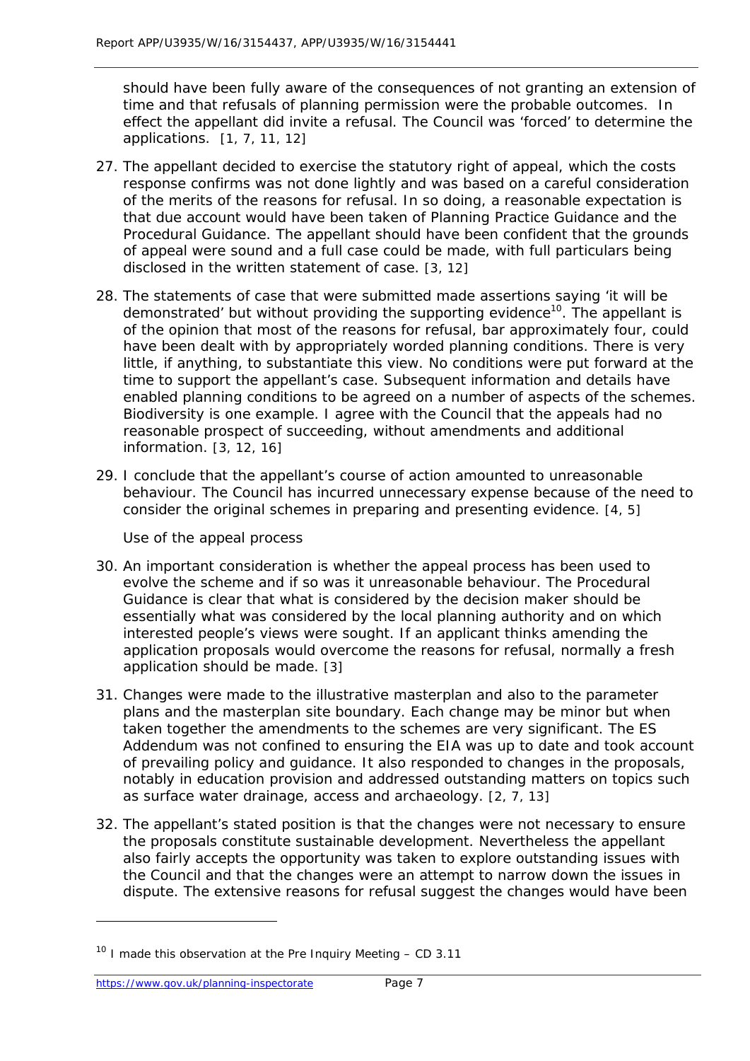should have been fully aware of the consequences of not granting an extension of time and that refusals of planning permission were the probable outcomes. In effect the appellant did invite a refusal. The Council was 'forced' to determine the applications. [1, 7, 11, 12]

27. The appellant decided to exercise the statutory right of appeal, which the costs response confirms was not done lightly and was based on a careful consideration of the merits of the reasons for refusal. In so doing, a reasonable expectation is that due account would have been taken of Planning Practice Guidance and the Procedural Guidance. The appellant should have been confident that the grounds of appeal were sound and a full case could be made, with full particulars being disclosed in the written statement of case. [3, 12]

28. The statements of case that were submitted made assertions saying 'it will be demonstrated' but without providing the supporting evidence[10]. The appellant is of the opinion that most of the reasons for refusal, bar approximately four, could have been dealt with by appropriately worded planning conditions. There is very little, if anything, to substantiate this view. No conditions were put forward at the time to support the appellant's case. Subsequent information and details have enabled planning conditions to be agreed on a number of aspects of the schemes. Biodiversity is one example. I agree with the Council that the appeals had no reasonable prospect of succeeding, without amendments and additional information. [3, 12, 16]

29. I conclude that the appellant's course of action amounted to unreasonable behaviour. The Council has incurred unnecessary expense because of the need to consider the original schemes in preparing and presenting evidence. [4, 5]

*Use of the appeal process*

30. An important consideration is whether the appeal process has been used to evolve the scheme and if so was it unreasonable behaviour. The Procedural Guidance is clear that what is considered by the decision maker should be essentially what was considered by the local planning authority and on which interested people's views were sought. If an applicant thinks amending the application proposals would overcome the reasons for refusal, normally a fresh application should be made. [3]

31. Changes were made to the illustrative masterplan and also to the parameter plans and the masterplan site boundary. Each change may be minor but when taken together the amendments to the schemes are very significant. The ES Addendum was not confined to ensuring the EIA was up to date and took account of prevailing policy and guidance. It also responded to changes in the proposals, notably in education provision and addressed outstanding matters on topics such as surface water drainage, access and archaeology. [2, 7, 13]

32. The appellant's stated position is that the changes were not necessary to ensure the proposals constitute sustainable development. Nevertheless the appellant also fairly accepts the opportunity was taken to explore outstanding issues with the Council and that the changes were an attempt to narrow down the issues in dispute. The extensive reasons for refusal suggest the changes would have been

---

[10] I made this observation at the Pre Inquiry Meeting – CD 3.11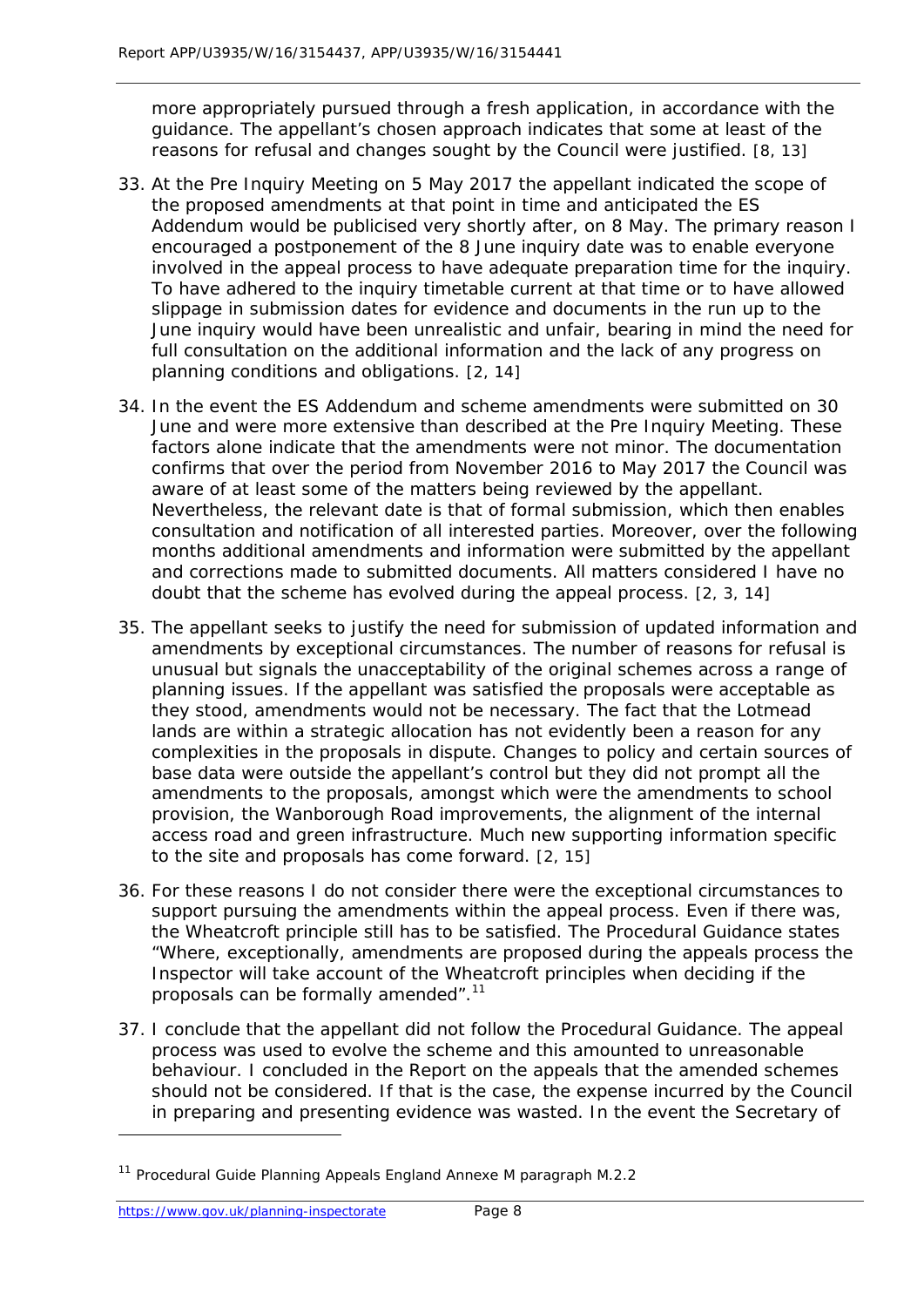more appropriately pursued through a fresh application, in accordance with the guidance. The appellant's chosen approach indicates that some at least of the reasons for refusal and changes sought by the Council were justified. [8, 13]

33. At the Pre Inquiry Meeting on 5 May 2017 the appellant indicated the scope of the proposed amendments at that point in time and anticipated the ES Addendum would be publicised very shortly after, on 8 May. The primary reason I encouraged a postponement of the 8 June inquiry date was to enable everyone involved in the appeal process to have adequate preparation time for the inquiry. To have adhered to the inquiry timetable current at that time or to have allowed slippage in submission dates for evidence and documents in the run up to the June inquiry would have been unrealistic and unfair, bearing in mind the need for full consultation on the additional information and the lack of any progress on planning conditions and obligations. [2, 14]

34. In the event the ES Addendum and scheme amendments were submitted on 30 June and were more extensive than described at the Pre Inquiry Meeting. These factors alone indicate that the amendments were not minor. The documentation confirms that over the period from November 2016 to May 2017 the Council was aware of at least some of the matters being reviewed by the appellant. Nevertheless, the relevant date is that of formal submission, which then enables consultation and notification of all interested parties. Moreover, over the following months additional amendments and information were submitted by the appellant and corrections made to submitted documents. All matters considered I have no doubt that the scheme has evolved during the appeal process. [2, 3, 14]

35. The appellant seeks to justify the need for submission of updated information and amendments by exceptional circumstances. The number of reasons for refusal is unusual but signals the unacceptability of the original schemes across a range of planning issues. If the appellant was satisfied the proposals were acceptable as they stood, amendments would not be necessary. The fact that the Lotmead lands are within a strategic allocation has not evidently been a reason for any complexities in the proposals in dispute. Changes to policy and certain sources of base data were outside the appellant's control but they did not prompt all the amendments to the proposals, amongst which were the amendments to school provision, the Wanborough Road improvements, the alignment of the internal access road and green infrastructure. Much new supporting information specific to the site and proposals has come forward. [2, 15]

36. For these reasons I do not consider there were the exceptional circumstances to support pursuing the amendments within the appeal process. Even if there was, the Wheatcroft principle still has to be satisfied. The Procedural Guidance states "Where, exceptionally, amendments are proposed during the appeals process the Inspector will take account of the Wheatcroft principles when deciding if the proposals can be formally amended".[11]

37. I conclude that the appellant did not follow the Procedural Guidance. The appeal process was used to evolve the scheme and this amounted to unreasonable behaviour. I concluded in the Report on the appeals that the amended schemes should not be considered. If that is the case, the expense incurred by the Council in preparing and presenting evidence was wasted. In the event the Secretary of

[11] Procedural Guide Planning Appeals England Annexe M paragraph M.2.2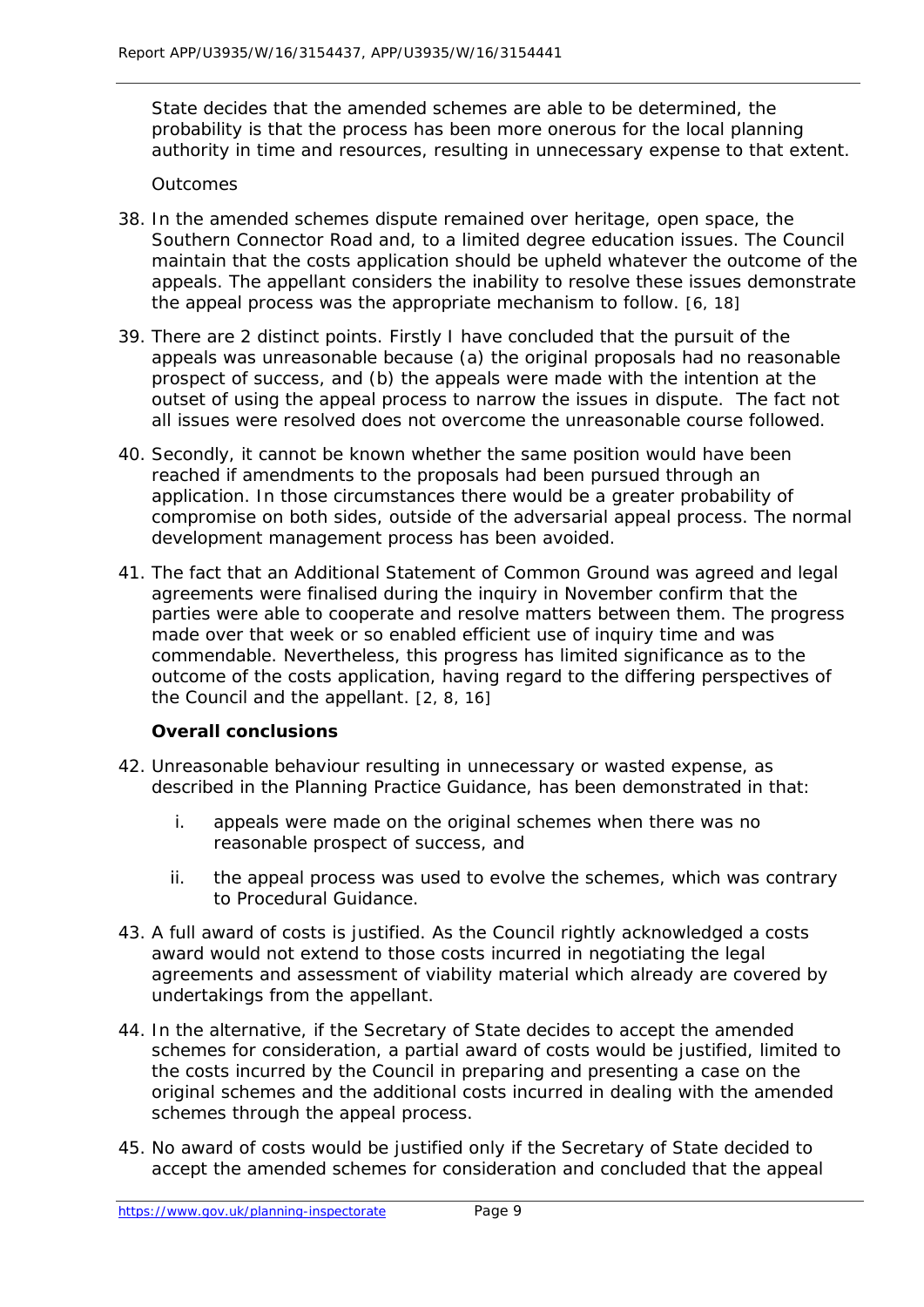State decides that the amended schemes are able to be determined, the probability is that the process has been more onerous for the local planning authority in time and resources, resulting in unnecessary expense to that extent.

*Outcomes*

38. In the amended schemes dispute remained over heritage, open space, the Southern Connector Road and, to a limited degree education issues. The Council maintain that the costs application should be upheld whatever the outcome of the appeals. The appellant considers the inability to resolve these issues demonstrate the appeal process was the appropriate mechanism to follow. [6, 18]

39. There are 2 distinct points. Firstly I have concluded that the pursuit of the appeals was unreasonable because (a) the original proposals had no reasonable prospect of success, and (b) the appeals were made with the intention at the outset of using the appeal process to narrow the issues in dispute. The fact not all issues were resolved does not overcome the unreasonable course followed.

40. Secondly, it cannot be known whether the same position would have been reached if amendments to the proposals had been pursued through an application. In those circumstances there would be a greater probability of compromise on both sides, outside of the adversarial appeal process. The normal development management process has been avoided.

41. The fact that an Additional Statement of Common Ground was agreed and legal agreements were finalised during the inquiry in November confirm that the parties were able to cooperate and resolve matters between them. The progress made over that week or so enabled efficient use of inquiry time and was commendable. Nevertheless, this progress has limited significance as to the outcome of the costs application, having regard to the differing perspectives of the Council and the appellant. [2, 8, 16]

**Overall conclusions**

42. Unreasonable behaviour resulting in unnecessary or wasted expense, as described in the Planning Practice Guidance, has been demonstrated in that:

    i. appeals were made on the original schemes when there was no reasonable prospect of success, and

    ii. the appeal process was used to evolve the schemes, which was contrary to Procedural Guidance.

43. A full award of costs is justified. As the Council rightly acknowledged a costs award would not extend to those costs incurred in negotiating the legal agreements and assessment of viability material which already are covered by undertakings from the appellant.

44. In the alternative, if the Secretary of State decides to accept the amended schemes for consideration, a partial award of costs would be justified, limited to the costs incurred by the Council in preparing and presenting a case on the original schemes and the additional costs incurred in dealing with the amended schemes through the appeal process.

45. No award of costs would be justified only if the Secretary of State decided to accept the amended schemes for consideration and concluded that the appeal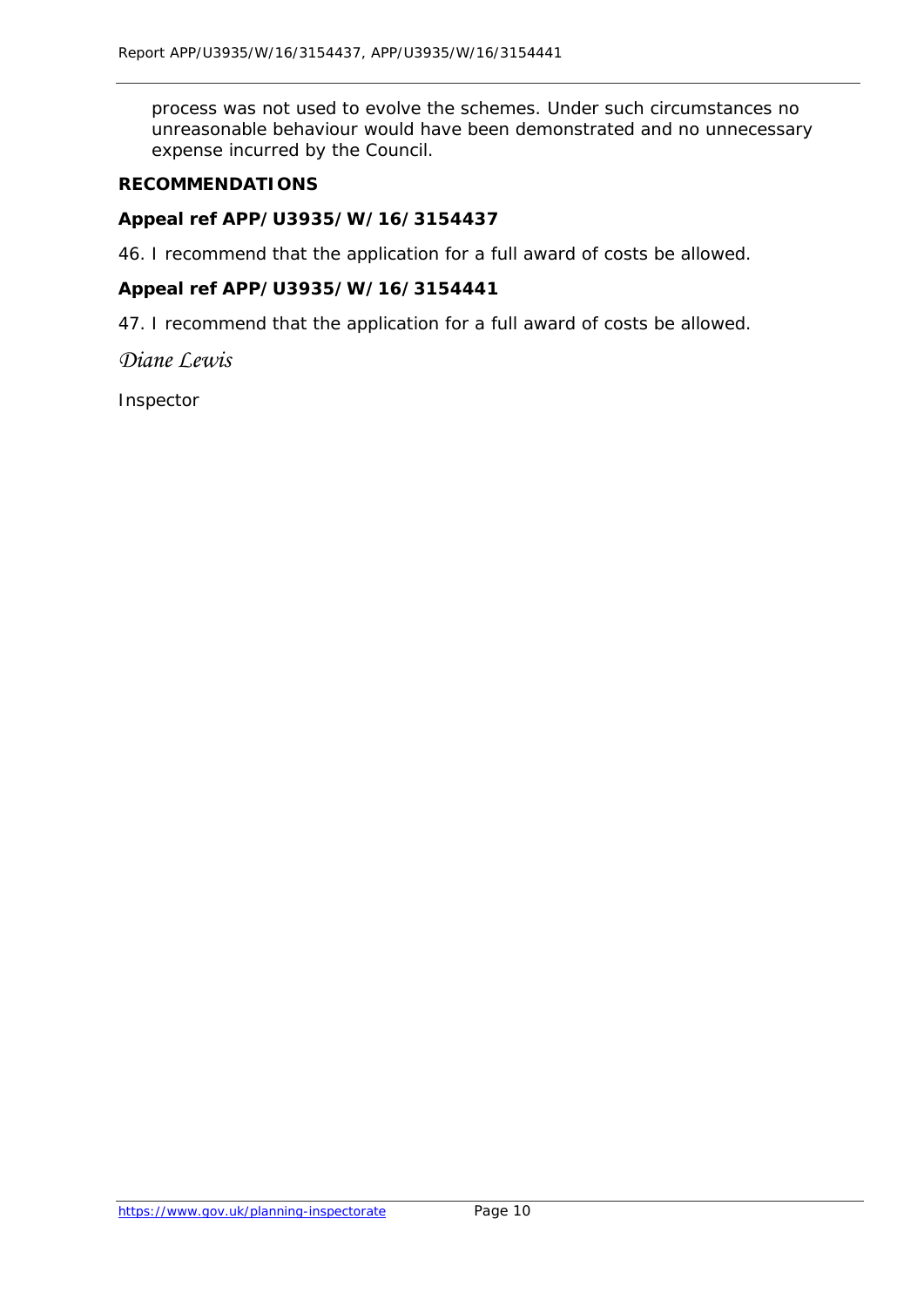process was not used to evolve the schemes. Under such circumstances no unreasonable behaviour would have been demonstrated and no unnecessary expense incurred by the Council.

**RECOMMENDATIONS**

**Appeal ref APP/U3935/W/16/3154437**

46. I recommend that the application for a full award of costs be allowed.

**Appeal ref APP/U3935/W/16/3154441**

47. I recommend that the application for a full award of costs be allowed.

*Diane Lewis*

Inspector